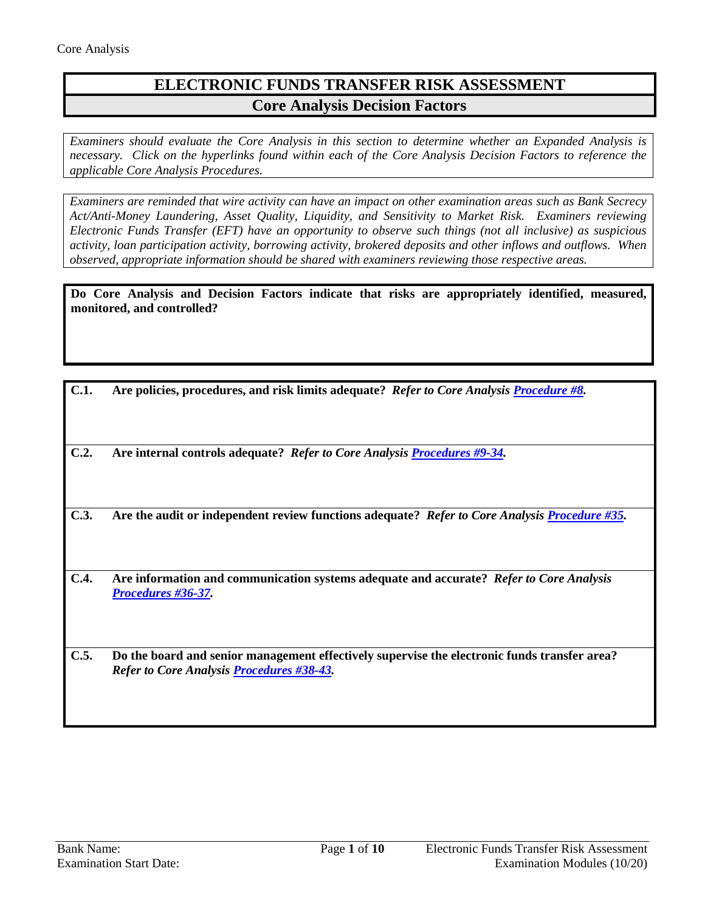# ELECTRONIC FUNDS TRANSFER RISK ASSESSMENT

## Core Analysis Decision Factors

*Examiners should evaluate the Core Analysis in this section to determine whether an Expanded Analysis is necessary. Click on the hyperlinks found within each of the Core Analysis Decision Factors to reference the applicable Core Analysis Procedures.*

*Examiners are reminded that wire activity can have an impact on other examination areas such as Bank Secrecy Act/Anti-Money Laundering, Asset Quality, Liquidity, and Sensitivity to Market Risk. Examiners reviewing Electronic Funds Transfer (EFT) have an opportunity to observe such things (not all inclusive) as suspicious activity, loan participation activity, borrowing activity, brokered deposits and other inflows and outflows. When observed, appropriate information should be shared with examiners reviewing those respective areas.*

**Do Core Analysis and Decision Factors indicate that risks are appropriately identified, measured, monitored, and controlled?**

**C.1.** **Are policies, procedures, and risk limits adequate?** ***Refer to Core Analysis Procedure #8.***

**C.2.** **Are internal controls adequate?** ***Refer to Core Analysis Procedures #9-34.***

**C.3.** **Are the audit or independent review functions adequate?** ***Refer to Core Analysis Procedure #35.***

**C.4.** **Are information and communication systems adequate and accurate?** ***Refer to Core Analysis Procedures #36-37.***

**C.5.** **Do the board and senior management effectively supervise the electronic funds transfer area?** ***Refer to Core Analysis Procedures #38-43.***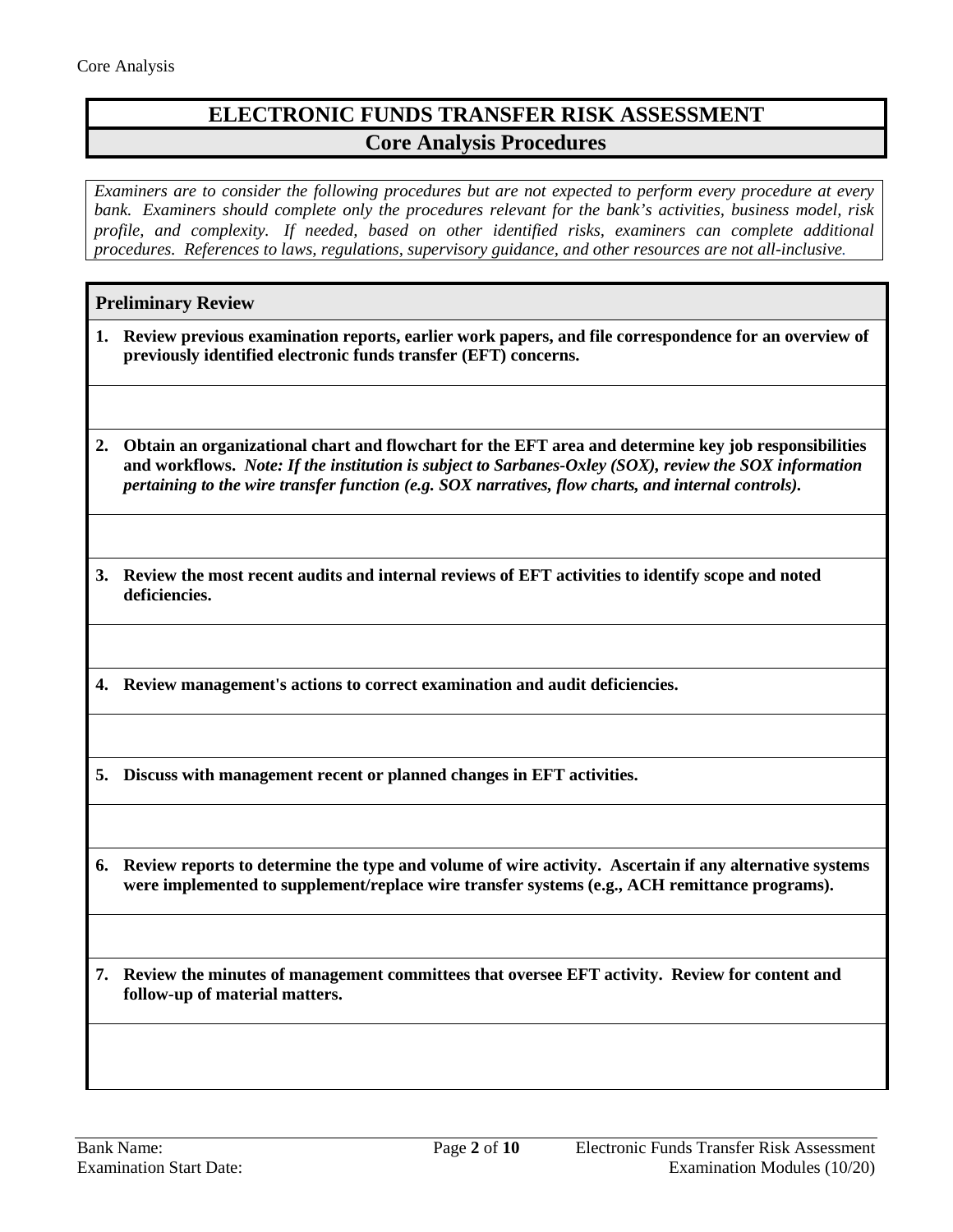# ELECTRONIC FUNDS TRANSFER RISK ASSESSMENT

## Core Analysis Procedures

*Examiners are to consider the following procedures but are not expected to perform every procedure at every bank. Examiners should complete only the procedures relevant for the bank's activities, business model, risk profile, and complexity. If needed, based on other identified risks, examiners can complete additional procedures. References to laws, regulations, supervisory guidance, and other resources are not all-inclusive.*

### Preliminary Review

1. **Review previous examination reports, earlier work papers, and file correspondence for an overview of previously identified electronic funds transfer (EFT) concerns.**

2. **Obtain an organizational chart and flowchart for the EFT area and determine key job responsibilities and workflows.** ***Note: If the institution is subject to Sarbanes-Oxley (SOX), review the SOX information pertaining to the wire transfer function (e.g. SOX narratives, flow charts, and internal controls).***

3. **Review the most recent audits and internal reviews of EFT activities to identify scope and noted deficiencies.**

4. **Review management's actions to correct examination and audit deficiencies.**

5. **Discuss with management recent or planned changes in EFT activities.**

6. **Review reports to determine the type and volume of wire activity. Ascertain if any alternative systems were implemented to supplement/replace wire transfer systems (e.g., ACH remittance programs).**

7. **Review the minutes of management committees that oversee EFT activity. Review for content and follow-up of material matters.**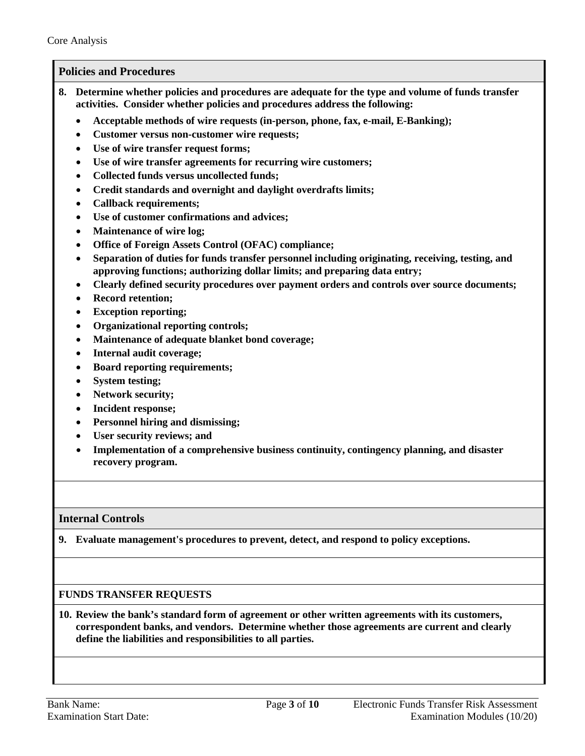Core Analysis

## Policies and Procedures

**8. Determine whether policies and procedures are adequate for the type and volume of funds transfer activities. Consider whether policies and procedures address the following:**

- **Acceptable methods of wire requests (in-person, phone, fax, e-mail, E-Banking);**
- **Customer versus non-customer wire requests;**
- **Use of wire transfer request forms;**
- **Use of wire transfer agreements for recurring wire customers;**
- **Collected funds versus uncollected funds;**
- **Credit standards and overnight and daylight overdrafts limits;**
- **Callback requirements;**
- **Use of customer confirmations and advices;**
- **Maintenance of wire log;**
- **Office of Foreign Assets Control (OFAC) compliance;**
- **Separation of duties for funds transfer personnel including originating, receiving, testing, and approving functions; authorizing dollar limits; and preparing data entry;**
- **Clearly defined security procedures over payment orders and controls over source documents;**
- **Record retention;**
- **Exception reporting;**
- **Organizational reporting controls;**
- **Maintenance of adequate blanket bond coverage;**
- **Internal audit coverage;**
- **Board reporting requirements;**
- **System testing;**
- **Network security;**
- **Incident response;**
- **Personnel hiring and dismissing;**
- **User security reviews; and**
- **Implementation of a comprehensive business continuity, contingency planning, and disaster recovery program.**

## Internal Controls

**9. Evaluate management's procedures to prevent, detect, and respond to policy exceptions.**

### FUNDS TRANSFER REQUESTS

**10. Review the bank's standard form of agreement or other written agreements with its customers, correspondent banks, and vendors. Determine whether those agreements are current and clearly define the liabilities and responsibilities to all parties.**

Bank Name:
Examination Start Date:

Electronic Funds Transfer Risk Assessment
Examination Modules (10/20)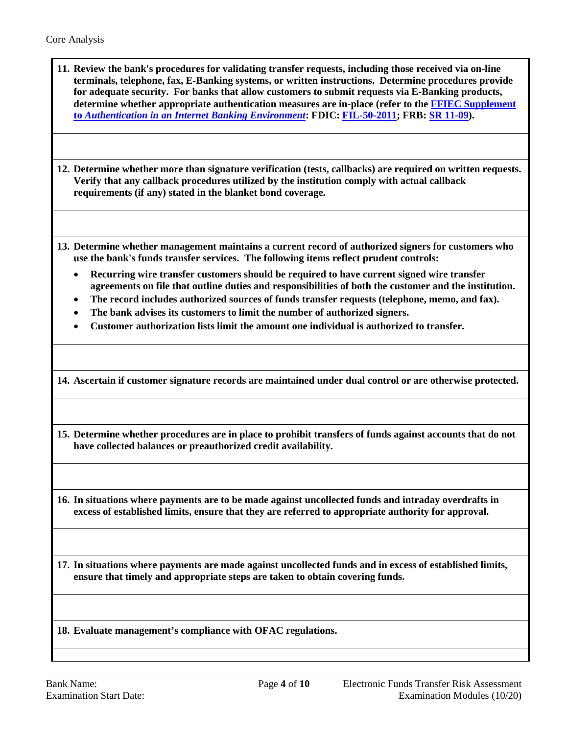**11. Review the bank's procedures for validating transfer requests, including those received via on-line terminals, telephone, fax, E-Banking systems, or written instructions. Determine procedures provide for adequate security. For banks that allow customers to submit requests via E-Banking products, determine whether appropriate authentication measures are in-place (refer to the [FFIEC Supplement to *Authentication in an Internet Banking Environment*]: FDIC: [FIL-50-2011]; FRB: [SR 11-09]).**

**12. Determine whether more than signature verification (tests, callbacks) are required on written requests. Verify that any callback procedures utilized by the institution comply with actual callback requirements (if any) stated in the blanket bond coverage.**

**13. Determine whether management maintains a current record of authorized signers for customers who use the bank's funds transfer services. The following items reflect prudent controls:**

- **Recurring wire transfer customers should be required to have current signed wire transfer agreements on file that outline duties and responsibilities of both the customer and the institution.**
- **The record includes authorized sources of funds transfer requests (telephone, memo, and fax).**
- **The bank advises its customers to limit the number of authorized signers.**
- **Customer authorization lists limit the amount one individual is authorized to transfer.**

**14. Ascertain if customer signature records are maintained under dual control or are otherwise protected.**

**15. Determine whether procedures are in place to prohibit transfers of funds against accounts that do not have collected balances or preauthorized credit availability.**

**16. In situations where payments are to be made against uncollected funds and intraday overdrafts in excess of established limits, ensure that they are referred to appropriate authority for approval.**

**17. In situations where payments are made against uncollected funds and in excess of established limits, ensure that timely and appropriate steps are taken to obtain covering funds.**

**18. Evaluate management's compliance with OFAC regulations.**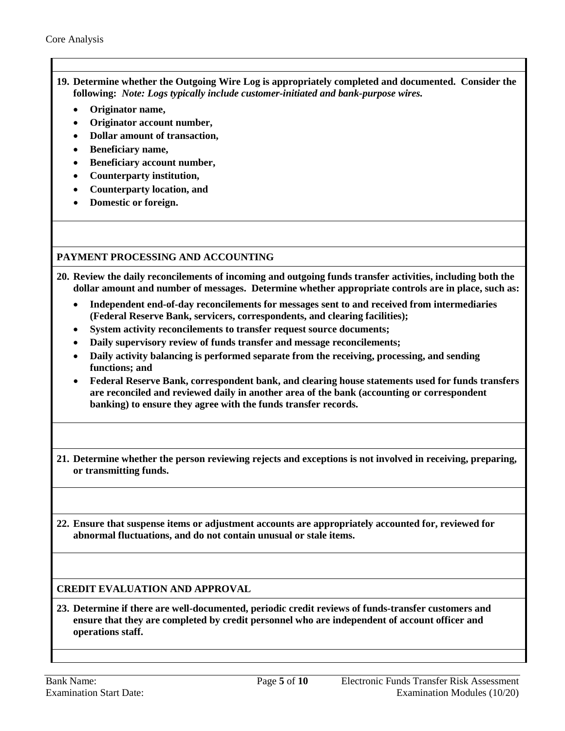**19. Determine whether the Outgoing Wire Log is appropriately completed and documented. Consider the following:** ***Note: Logs typically include customer-initiated and bank-purpose wires.***

- **Originator name,**
- **Originator account number,**
- **Dollar amount of transaction,**
- **Beneficiary name,**
- **Beneficiary account number,**
- **Counterparty institution,**
- **Counterparty location, and**
- **Domestic or foreign.**

## PAYMENT PROCESSING AND ACCOUNTING

**20. Review the daily reconcilements of incoming and outgoing funds transfer activities, including both the dollar amount and number of messages. Determine whether appropriate controls are in place, such as:**

- **Independent end-of-day reconcilements for messages sent to and received from intermediaries (Federal Reserve Bank, servicers, correspondents, and clearing facilities);**
- **System activity reconcilements to transfer request source documents;**
- **Daily supervisory review of funds transfer and message reconcilements;**
- **Daily activity balancing is performed separate from the receiving, processing, and sending functions; and**
- **Federal Reserve Bank, correspondent bank, and clearing house statements used for funds transfers are reconciled and reviewed daily in another area of the bank (accounting or correspondent banking) to ensure they agree with the funds transfer records.**

**21. Determine whether the person reviewing rejects and exceptions is not involved in receiving, preparing, or transmitting funds.**

**22. Ensure that suspense items or adjustment accounts are appropriately accounted for, reviewed for abnormal fluctuations, and do not contain unusual or stale items.**

## CREDIT EVALUATION AND APPROVAL

**23. Determine if there are well-documented, periodic credit reviews of funds-transfer customers and ensure that they are completed by credit personnel who are independent of account officer and operations staff.**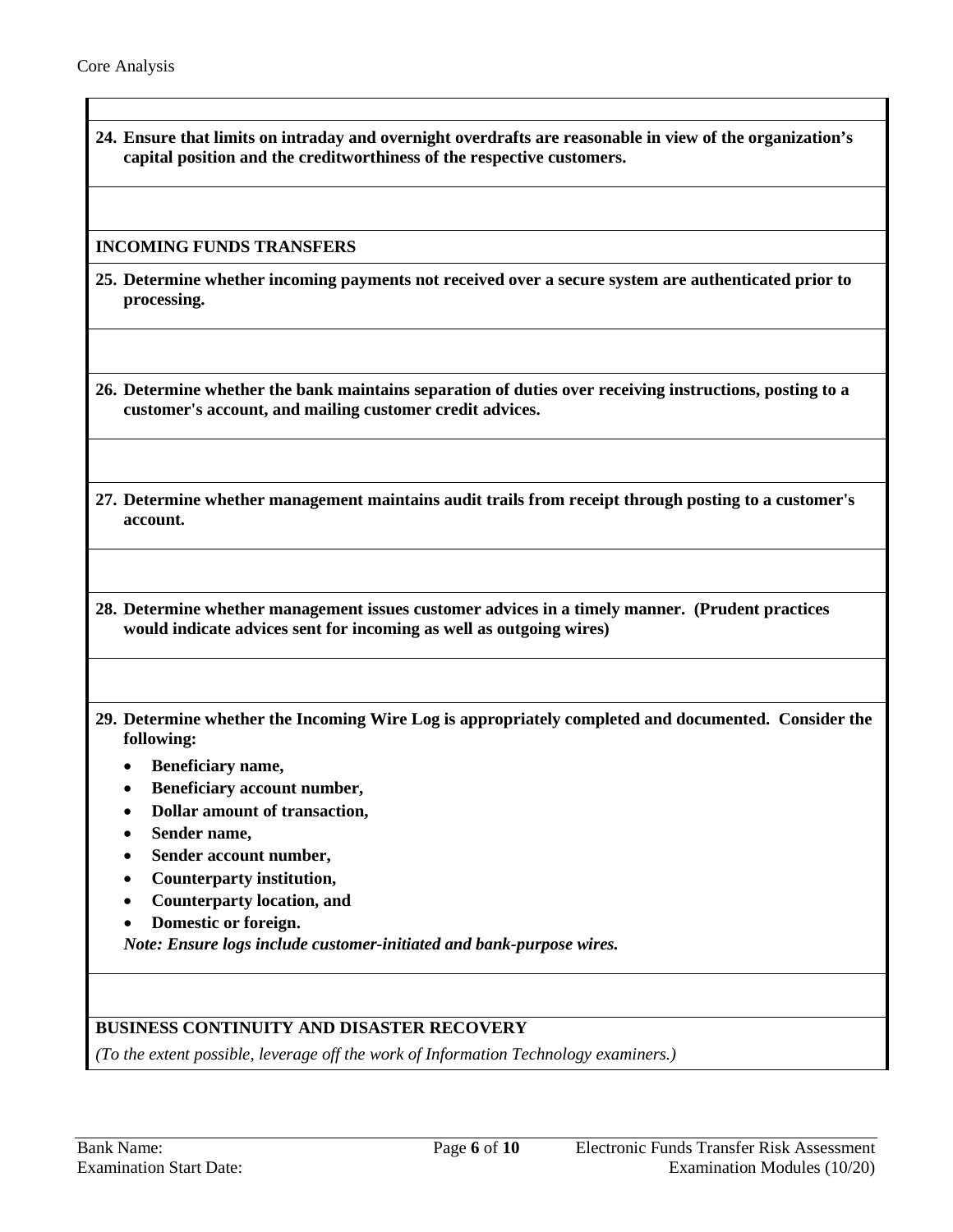**24. Ensure that limits on intraday and overnight overdrafts are reasonable in view of the organization's capital position and the creditworthiness of the respective customers.**

**INCOMING FUNDS TRANSFERS**

**25. Determine whether incoming payments not received over a secure system are authenticated prior to processing.**

**26. Determine whether the bank maintains separation of duties over receiving instructions, posting to a customer's account, and mailing customer credit advices.**

**27. Determine whether management maintains audit trails from receipt through posting to a customer's account.**

**28. Determine whether management issues customer advices in a timely manner. (Prudent practices would indicate advices sent for incoming as well as outgoing wires)**

**29. Determine whether the Incoming Wire Log is appropriately completed and documented. Consider the following:**

- **Beneficiary name,**
- **Beneficiary account number,**
- **Dollar amount of transaction,**
- **Sender name,**
- **Sender account number,**
- **Counterparty institution,**
- **Counterparty location, and**
- **Domestic or foreign.**

***Note: Ensure logs include customer-initiated and bank-purpose wires.***

**BUSINESS CONTINUITY AND DISASTER RECOVERY**

*(To the extent possible, leverage off the work of Information Technology examiners.)*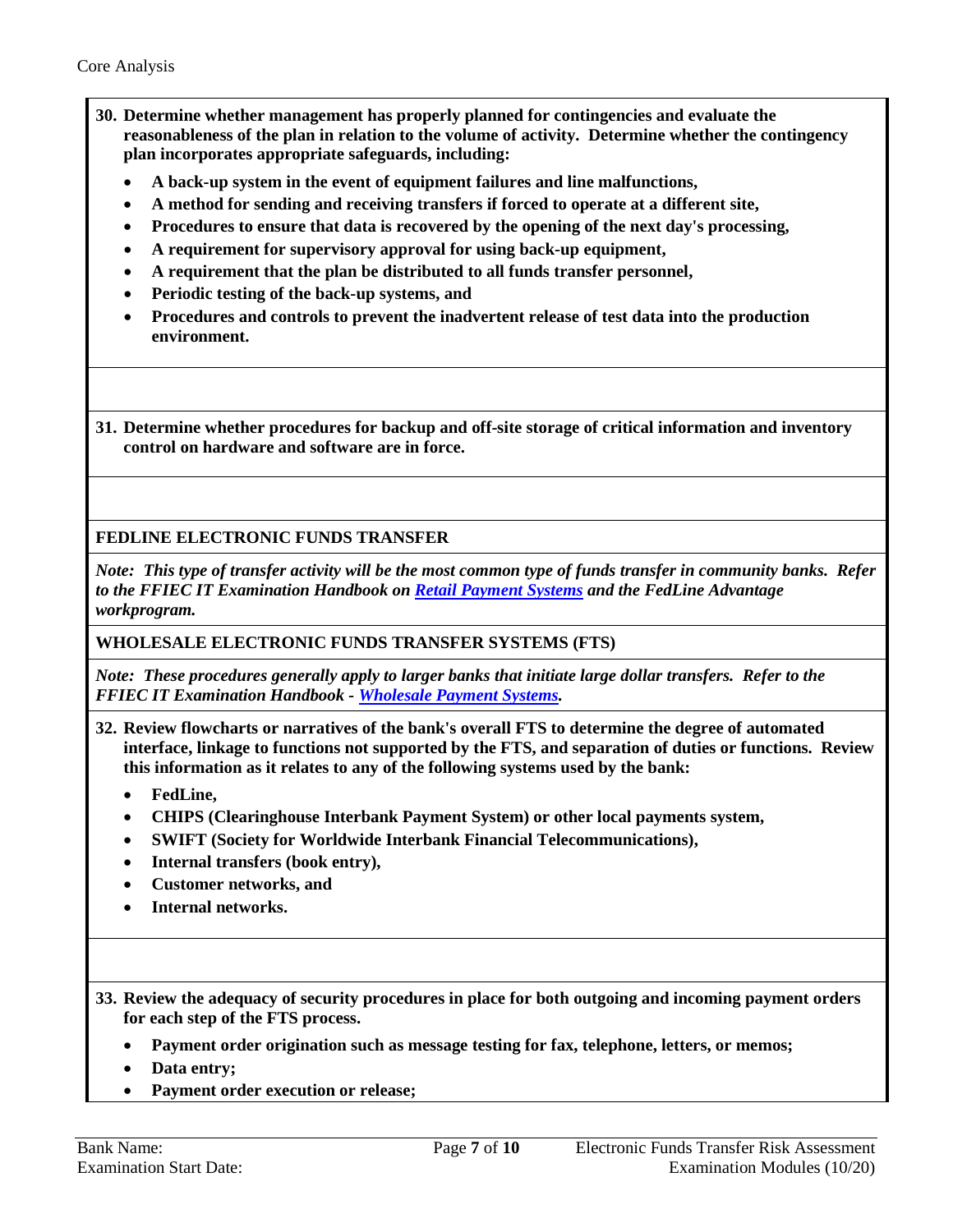**30. Determine whether management has properly planned for contingencies and evaluate the reasonableness of the plan in relation to the volume of activity. Determine whether the contingency plan incorporates appropriate safeguards, including:**

- **A back-up system in the event of equipment failures and line malfunctions,**
- **A method for sending and receiving transfers if forced to operate at a different site,**
- **Procedures to ensure that data is recovered by the opening of the next day's processing,**
- **A requirement for supervisory approval for using back-up equipment,**
- **A requirement that the plan be distributed to all funds transfer personnel,**
- **Periodic testing of the back-up systems, and**
- **Procedures and controls to prevent the inadvertent release of test data into the production environment.**

**31. Determine whether procedures for backup and off-site storage of critical information and inventory control on hardware and software are in force.**

**FEDLINE ELECTRONIC FUNDS TRANSFER**

*Note: This type of transfer activity will be the most common type of funds transfer in community banks. Refer to the FFIEC IT Examination Handbook on Retail Payment Systems and the FedLine Advantage workprogram.*

**WHOLESALE ELECTRONIC FUNDS TRANSFER SYSTEMS (FTS)**

*Note: These procedures generally apply to larger banks that initiate large dollar transfers. Refer to the FFIEC IT Examination Handbook - Wholesale Payment Systems.*

**32. Review flowcharts or narratives of the bank's overall FTS to determine the degree of automated interface, linkage to functions not supported by the FTS, and separation of duties or functions. Review this information as it relates to any of the following systems used by the bank:**

- **FedLine,**
- **CHIPS (Clearinghouse Interbank Payment System) or other local payments system,**
- **SWIFT (Society for Worldwide Interbank Financial Telecommunications),**
- **Internal transfers (book entry),**
- **Customer networks, and**
- **Internal networks.**

**33. Review the adequacy of security procedures in place for both outgoing and incoming payment orders for each step of the FTS process.**

- **Payment order origination such as message testing for fax, telephone, letters, or memos;**
- **Data entry;**
- **Payment order execution or release;**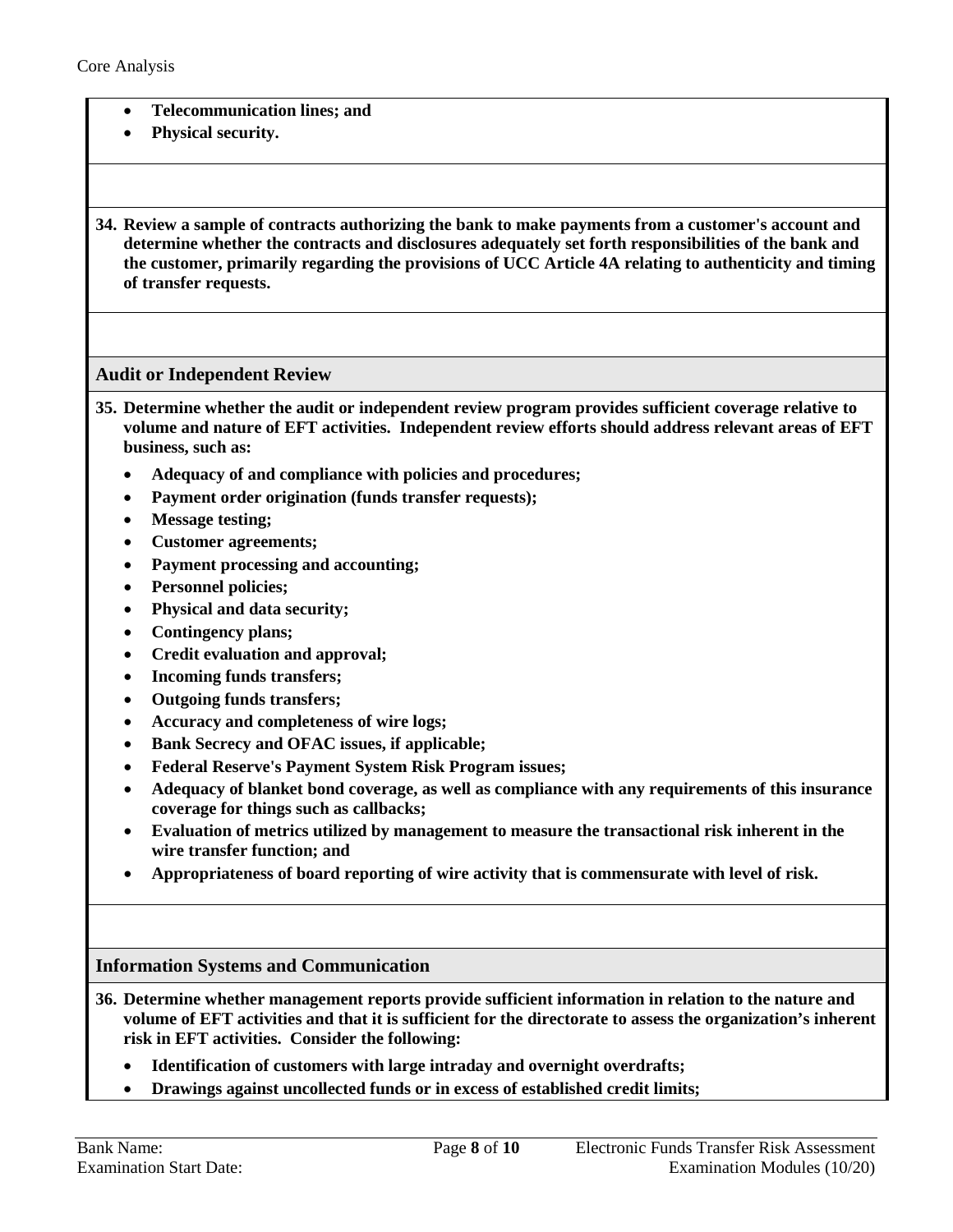- **Telecommunication lines; and**
- **Physical security.**

**34. Review a sample of contracts authorizing the bank to make payments from a customer's account and determine whether the contracts and disclosures adequately set forth responsibilities of the bank and the customer, primarily regarding the provisions of UCC Article 4A relating to authenticity and timing of transfer requests.**

### Audit or Independent Review

**35. Determine whether the audit or independent review program provides sufficient coverage relative to volume and nature of EFT activities. Independent review efforts should address relevant areas of EFT business, such as:**

- **Adequacy of and compliance with policies and procedures;**
- **Payment order origination (funds transfer requests);**
- **Message testing;**
- **Customer agreements;**
- **Payment processing and accounting;**
- **Personnel policies;**
- **Physical and data security;**
- **Contingency plans;**
- **Credit evaluation and approval;**
- **Incoming funds transfers;**
- **Outgoing funds transfers;**
- **Accuracy and completeness of wire logs;**
- **Bank Secrecy and OFAC issues, if applicable;**
- **Federal Reserve's Payment System Risk Program issues;**
- **Adequacy of blanket bond coverage, as well as compliance with any requirements of this insurance coverage for things such as callbacks;**
- **Evaluation of metrics utilized by management to measure the transactional risk inherent in the wire transfer function; and**
- **Appropriateness of board reporting of wire activity that is commensurate with level of risk.**

### Information Systems and Communication

**36. Determine whether management reports provide sufficient information in relation to the nature and volume of EFT activities and that it is sufficient for the directorate to assess the organization's inherent risk in EFT activities. Consider the following:**

- **Identification of customers with large intraday and overnight overdrafts;**
- **Drawings against uncollected funds or in excess of established credit limits;**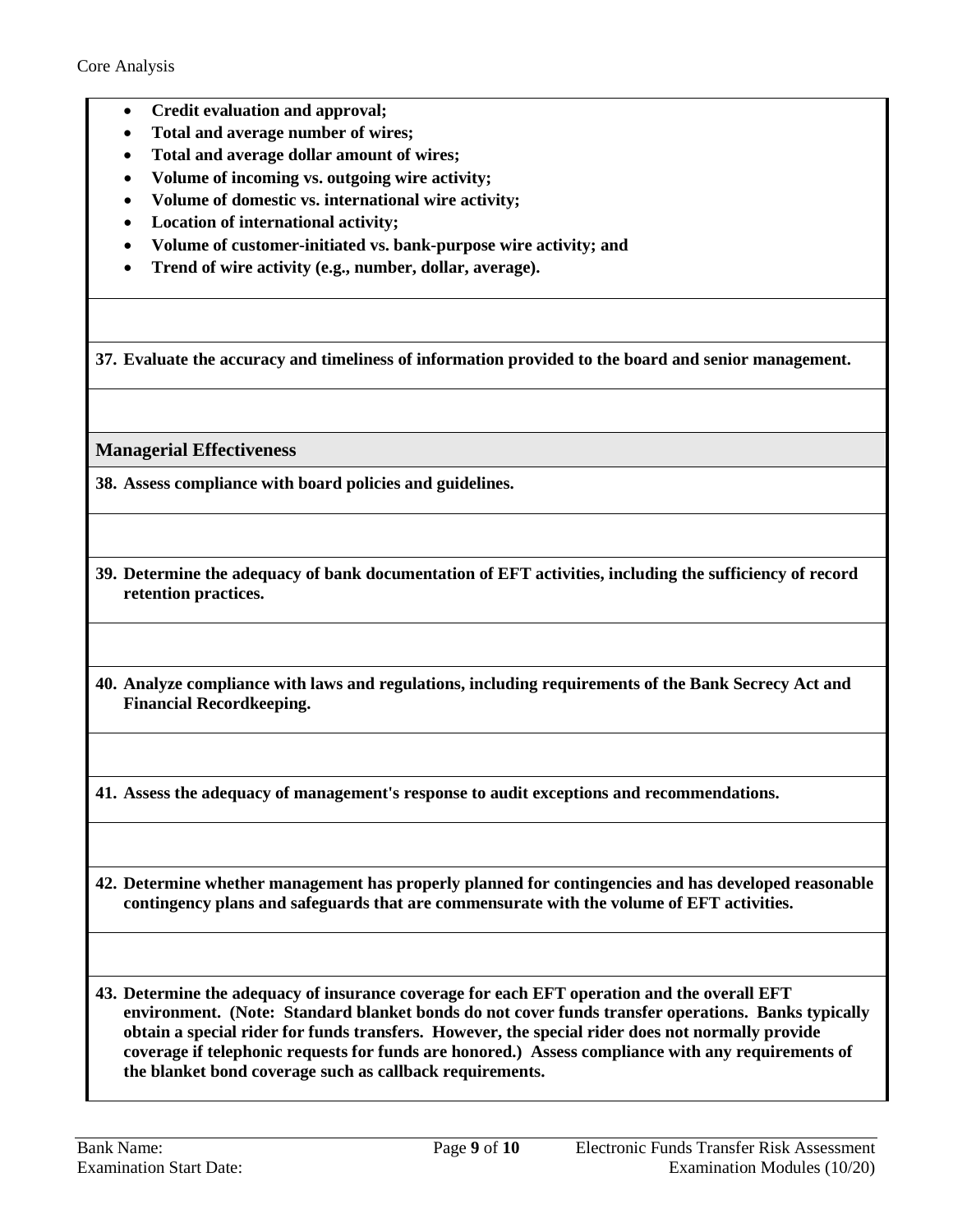- **Credit evaluation and approval;**
- **Total and average number of wires;**
- **Total and average dollar amount of wires;**
- **Volume of incoming vs. outgoing wire activity;**
- **Volume of domestic vs. international wire activity;**
- **Location of international activity;**
- **Volume of customer-initiated vs. bank-purpose wire activity; and**
- **Trend of wire activity (e.g., number, dollar, average).**

**37. Evaluate the accuracy and timeliness of information provided to the board and senior management.**

## Managerial Effectiveness

**38. Assess compliance with board policies and guidelines.**

**39. Determine the adequacy of bank documentation of EFT activities, including the sufficiency of record retention practices.**

**40. Analyze compliance with laws and regulations, including requirements of the Bank Secrecy Act and Financial Recordkeeping.**

**41. Assess the adequacy of management's response to audit exceptions and recommendations.**

**42. Determine whether management has properly planned for contingencies and has developed reasonable contingency plans and safeguards that are commensurate with the volume of EFT activities.**

**43. Determine the adequacy of insurance coverage for each EFT operation and the overall EFT environment. (Note: Standard blanket bonds do not cover funds transfer operations. Banks typically obtain a special rider for funds transfers. However, the special rider does not normally provide coverage if telephonic requests for funds are honored.) Assess compliance with any requirements of the blanket bond coverage such as callback requirements.**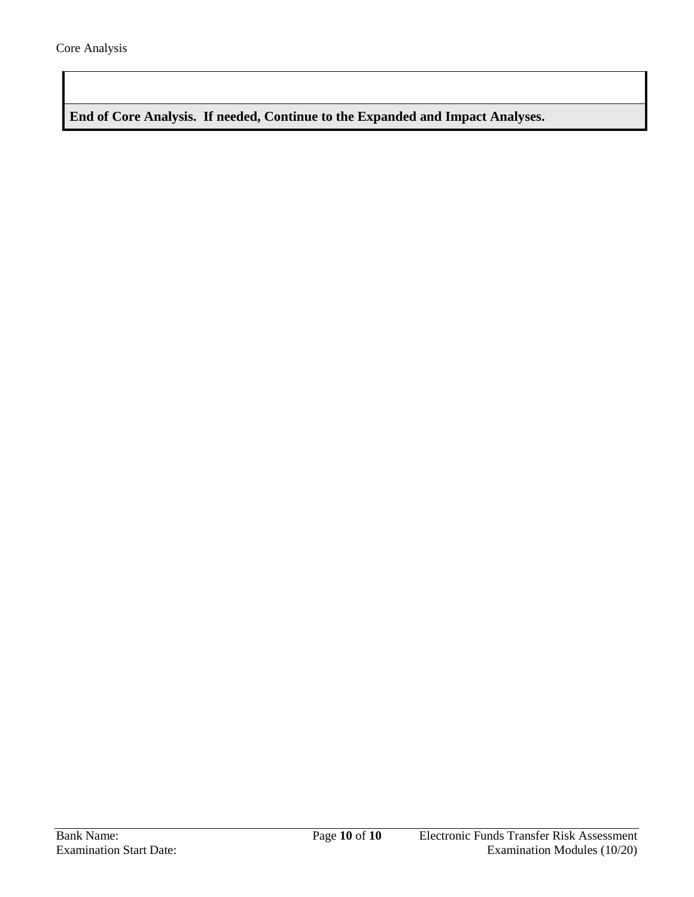| |
| --- |
| |
| **End of Core Analysis. If needed, Continue to the Expanded and Impact Analyses.** |